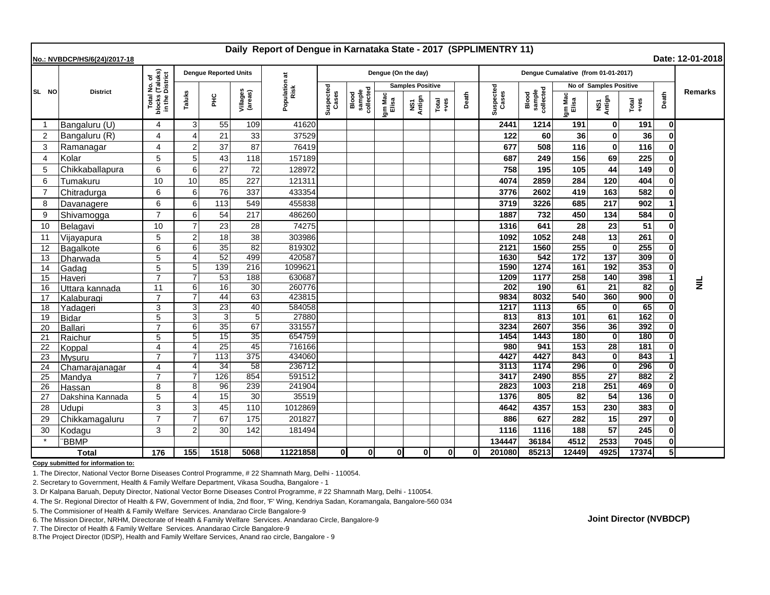# Daily Report of Dengue in Karnataka State - 2017 (SPPLIMENTRY 11)

**No.: NVBDCP/HS/6(24)/2017-18** **Date: 12-01-2018**

| SL NO | District | Total No. of blocks (Taluks) in the District | Dengue Reported Units | | | Population at Risk | Dengue (On the day) | | | | | | Dengue Cumalative (from 01-01-2017) | | | | | | Remarks |
|---|---|---|---|---|---|---|---|---|---|---|---|---|---|---|---|---|---|---|---|
| | | | | | | | | | Samples Positive | | | | | | No of Samples Positive | | | | |
| | | | Taluks | PHC | Villages (areas) | | Suspected Cases | Blood sample collected | Igm Mac Elisa | NS1 Antign | Total +ves | Death | Suspected Cases | Blood sample collected | Igm Mac Elisa | NS1 Antign | Total +ves | Death | |
| 1 | Bangaluru (U) | 4 | 3 | 55 | 109 | 41620 | | | | | | | 2441 | 1214 | 191 | 0 | 191 | 0 | NIL |
| 2 | Bangaluru (R) | 4 | 4 | 21 | 33 | 37529 | | | | | | | 122 | 60 | 36 | 0 | 36 | 0 | |
| 3 | Ramanagar | 4 | 2 | 37 | 87 | 76419 | | | | | | | 677 | 508 | 116 | 0 | 116 | 0 | |
| 4 | Kolar | 5 | 5 | 43 | 118 | 157189 | | | | | | | 687 | 249 | 156 | 69 | 225 | 0 | |
| 5 | Chikkaballapura | 6 | 6 | 27 | 72 | 128972 | | | | | | | 758 | 195 | 105 | 44 | 149 | 0 | |
| 6 | Tumakuru | 10 | 10 | 85 | 227 | 121311 | | | | | | | 4074 | 2859 | 284 | 120 | 404 | 0 | |
| 7 | Chitradurga | 6 | 6 | 76 | 337 | 433354 | | | | | | | 3776 | 2602 | 419 | 163 | 582 | 0 | |
| 8 | Davanagere | 6 | 6 | 113 | 549 | 455838 | | | | | | | 3719 | 3226 | 685 | 217 | 902 | 1 | |
| 9 | Shivamogga | 7 | 6 | 54 | 217 | 486260 | | | | | | | 1887 | 732 | 450 | 134 | 584 | 0 | |
| 10 | Belagavi | 10 | 7 | 23 | 28 | 74275 | | | | | | | 1316 | 641 | 28 | 23 | 51 | 0 | |
| 11 | Vijayapura | 5 | 2 | 18 | 38 | 303986 | | | | | | | 1092 | 1052 | 248 | 13 | 261 | 0 | |
| 12 | Bagalkote | 6 | 6 | 35 | 82 | 819302 | | | | | | | 2121 | 1560 | 255 | 0 | 255 | 0 | |
| 13 | Dharwada | 5 | 4 | 52 | 499 | 420587 | | | | | | | 1630 | 542 | 172 | 137 | 309 | 0 | |
| 14 | Gadag | 5 | 5 | 139 | 216 | 1099621 | | | | | | | 1590 | 1274 | 161 | 192 | 353 | 0 | |
| 15 | Haveri | 7 | 7 | 53 | 188 | 630687 | | | | | | | 1209 | 1177 | 258 | 140 | 398 | 1 | |
| 16 | Uttara kannada | 11 | 6 | 16 | 30 | 260776 | | | | | | | 202 | 190 | 61 | 21 | 82 | 0 | |
| 17 | Kalaburagi | 7 | 7 | 44 | 63 | 423815 | | | | | | | 9834 | 8032 | 540 | 360 | 900 | 0 | |
| 18 | Yadageri | 3 | 3 | 23 | 40 | 584058 | | | | | | | 1217 | 1113 | 65 | 0 | 65 | 0 | |
| 19 | Bidar | 5 | 3 | 3 | 5 | 27880 | | | | | | | 813 | 813 | 101 | 61 | 162 | 0 | |
| 20 | Ballari | 7 | 6 | 35 | 67 | 331557 | | | | | | | 3234 | 2607 | 356 | 36 | 392 | 0 | |
| 21 | Raichur | 5 | 5 | 15 | 35 | 654759 | | | | | | | 1454 | 1443 | 180 | 0 | 180 | 0 | |
| 22 | Koppal | 4 | 4 | 25 | 45 | 716166 | | | | | | | 980 | 941 | 153 | 28 | 181 | 0 | |
| 23 | Mysuru | 7 | 7 | 113 | 375 | 434060 | | | | | | | 4427 | 4427 | 843 | 0 | 843 | 1 | |
| 24 | Chamarajanagar | 4 | 4 | 34 | 58 | 236712 | | | | | | | 3113 | 1174 | 296 | 0 | 296 | 0 | |
| 25 | Mandya | 7 | 7 | 126 | 854 | 591512 | | | | | | | 3417 | 2490 | 855 | 27 | 882 | 2 | |
| 26 | Hassan | 8 | 8 | 96 | 239 | 241904 | | | | | | | 2823 | 1003 | 218 | 251 | 469 | 0 | |
| 27 | Dakshina Kannada | 5 | 4 | 15 | 30 | 35519 | | | | | | | 1376 | 805 | 82 | 54 | 136 | 0 | |
| 28 | Udupi | 3 | 3 | 45 | 110 | 1012869 | | | | | | | 4642 | 4357 | 153 | 230 | 383 | 0 | |
| 29 | Chikkamagaluru | 7 | 7 | 67 | 175 | 201827 | | | | | | | 886 | 627 | 282 | 15 | 297 | 0 | |
| 30 | Kodagu | 3 | 2 | 30 | 142 | 181494 | | | | | | | 1116 | 1116 | 188 | 57 | 245 | 0 | |
| * | BBMP | | | | | | | | | | | | 134447 | 36184 | 4512 | 2533 | 7045 | 0 | |
| **Total** | | **176** | **155** | **1518** | **5068** | **11221858** | **0** | **0** | **0** | **0** | **0** | **0** | **201080** | **85213** | **12449** | **4925** | **17374** | **5** | |

**Copy submitted for information to:**

1. The Director, National Vector Borne Diseases Control Programme, # 22 Shamnath Marg, Delhi - 110054.
2. Secretary to Government, Health & Family Welfare Department, Vikasa Soudha, Bangalore - 1
3. Dr Kalpana Baruah, Deputy Director, National Vector Borne Diseases Control Programme, # 22 Shamnath Marg, Delhi - 110054.
4. The Sr. Regional Director of Health & FW, Government of India, 2nd floor, 'F' Wing, Kendriya Sadan, Koramangala, Bangalore-560 034
5. The Commisioner of Health & Family Welfare Services. Anandarao Circle Bangalore-9
6. The Mission Director, NRHM, Directorate of Health & Family Welfare Services. Anandarao Circle, Bangalore-9
7. The Director of Health & Family Welfare Services. Anandarao Circle Bangalore-9
8. The Project Director (IDSP), Health and Family Welfare Services, Anand rao circle, Bangalore - 9

**Joint Director (NVBDCP)**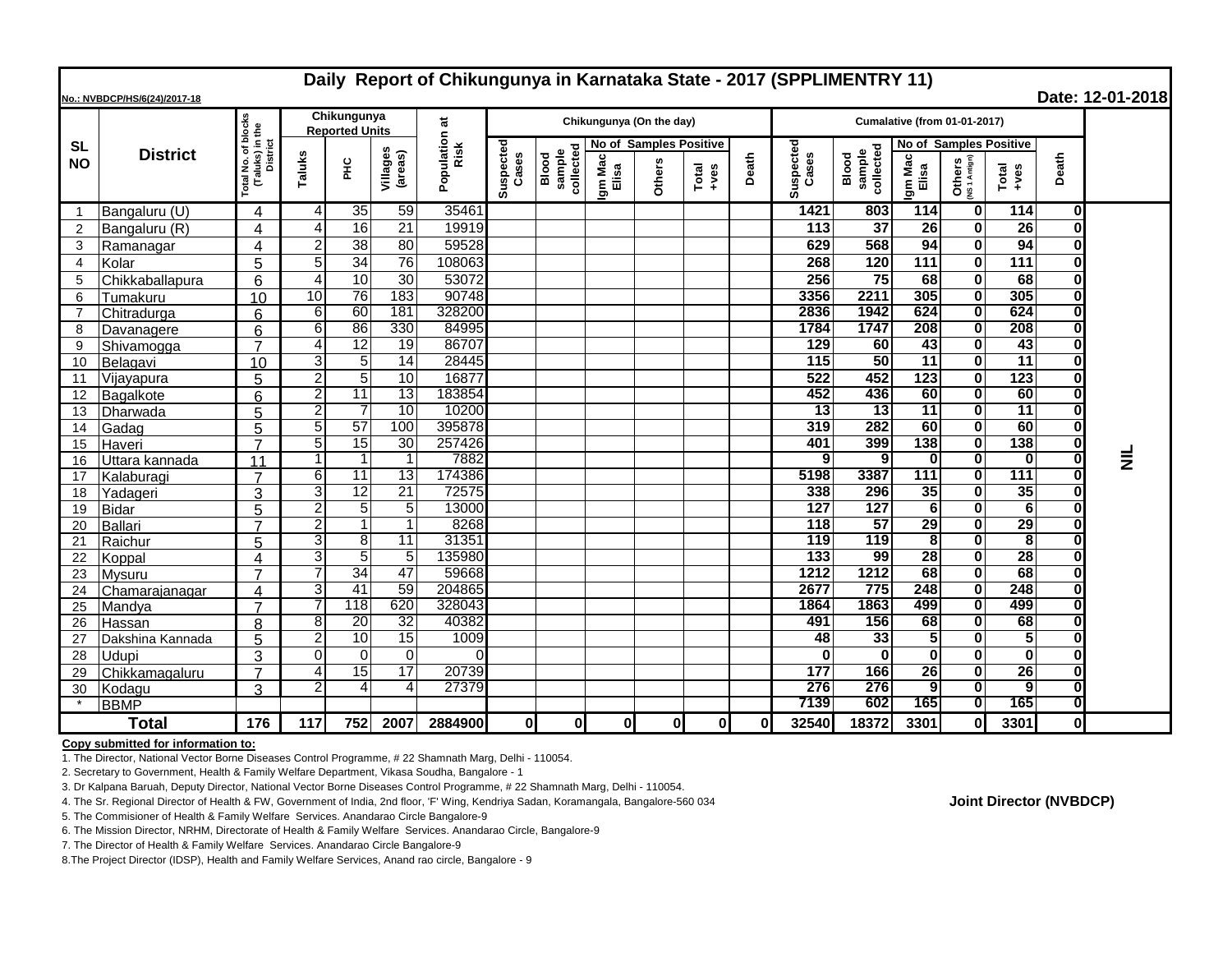# Daily Report of Chikungunya in Karnataka State - 2017 (SPPLIMENTRY 11)

No.: NVBDCP/HS/6(24)/2017-18

Date: 12-01-2018

| SL NO | District | Total No. of blocks (Taluks) in the District | Chikungunya Reported Units | | | Population at Risk | Chikungunya (On the day) | | | | | | Cumalative (from 01-01-2017) | | | | | | |
|---|---|---|---|---|---|---|---|---|---|---|---|---|---|---|---|---|---|---|---|
| | | | Taluks | PHC | Villages (areas) | | Suspected Cases | Blood sample collected | No of Samples Positive | | | Death | Suspected Cases | Blood sample collected | No of Samples Positive | | | Death | |
| | | | | | | | | | Igm Mac Elisa | Others | Total +ves | | | | Igm Mac Elisa | Others (NS 1 Antign) | Total +ves | | |
| 1 | Bangaluru (U) | 4 | 4 | 35 | 59 | 35461 | | | | | | | 1421 | 803 | 114 | 0 | 114 | 0 | NIL |
| 2 | Bangaluru (R) | 4 | 4 | 16 | 21 | 19919 | | | | | | | 113 | 37 | 26 | 0 | 26 | 0 | |
| 3 | Ramanagar | 4 | 2 | 38 | 80 | 59528 | | | | | | | 629 | 568 | 94 | 0 | 94 | 0 | |
| 4 | Kolar | 5 | 5 | 34 | 76 | 108063 | | | | | | | 268 | 120 | 111 | 0 | 111 | 0 | |
| 5 | Chikkaballapura | 6 | 4 | 10 | 30 | 53072 | | | | | | | 256 | 75 | 68 | 0 | 68 | 0 | |
| 6 | Tumakuru | 10 | 10 | 76 | 183 | 90748 | | | | | | | 3356 | 2211 | 305 | 0 | 305 | 0 | |
| 7 | Chitradurga | 6 | 6 | 60 | 181 | 328200 | | | | | | | 2836 | 1942 | 624 | 0 | 624 | 0 | |
| 8 | Davanagere | 6 | 6 | 86 | 330 | 84995 | | | | | | | 1784 | 1747 | 208 | 0 | 208 | 0 | |
| 9 | Shivamogga | 7 | 4 | 12 | 19 | 86707 | | | | | | | 129 | 60 | 43 | 0 | 43 | 0 | |
| 10 | Belagavi | 10 | 3 | 5 | 14 | 28445 | | | | | | | 115 | 50 | 11 | 0 | 11 | 0 | |
| 11 | Vijayapura | 5 | 2 | 5 | 10 | 16877 | | | | | | | 522 | 452 | 123 | 0 | 123 | 0 | |
| 12 | Bagalkote | 6 | 2 | 11 | 13 | 183854 | | | | | | | 452 | 436 | 60 | 0 | 60 | 0 | |
| 13 | Dharwada | 5 | 2 | 7 | 10 | 10200 | | | | | | | 13 | 13 | 11 | 0 | 11 | 0 | |
| 14 | Gadag | 5 | 5 | 57 | 100 | 395878 | | | | | | | 319 | 282 | 60 | 0 | 60 | 0 | |
| 15 | Haveri | 7 | 5 | 15 | 30 | 257426 | | | | | | | 401 | 399 | 138 | 0 | 138 | 0 | |
| 16 | Uttara kannada | 11 | 1 | 1 | 1 | 7882 | | | | | | | 9 | 9 | 0 | 0 | 0 | 0 | |
| 17 | Kalaburagi | 7 | 6 | 11 | 13 | 174386 | | | | | | | 5198 | 3387 | 111 | 0 | 111 | 0 | |
| 18 | Yadageri | 3 | 3 | 12 | 21 | 72575 | | | | | | | 338 | 296 | 35 | 0 | 35 | 0 | |
| 19 | Bidar | 5 | 2 | 5 | 5 | 13000 | | | | | | | 127 | 127 | 6 | 0 | 6 | 0 | |
| 20 | Ballari | 7 | 2 | 1 | 1 | 8268 | | | | | | | 118 | 57 | 29 | 0 | 29 | 0 | |
| 21 | Raichur | 5 | 3 | 8 | 11 | 31351 | | | | | | | 119 | 119 | 8 | 0 | 8 | 0 | |
| 22 | Koppal | 4 | 3 | 5 | 5 | 135980 | | | | | | | 133 | 99 | 28 | 0 | 28 | 0 | |
| 23 | Mysuru | 7 | 7 | 34 | 47 | 59668 | | | | | | | 1212 | 1212 | 68 | 0 | 68 | 0 | |
| 24 | Chamarajanagar | 4 | 3 | 41 | 59 | 204865 | | | | | | | 2677 | 775 | 248 | 0 | 248 | 0 | |
| 25 | Mandya | 7 | 7 | 118 | 620 | 328043 | | | | | | | 1864 | 1863 | 499 | 0 | 499 | 0 | |
| 26 | Hassan | 8 | 8 | 20 | 32 | 40382 | | | | | | | 491 | 156 | 68 | 0 | 68 | 0 | |
| 27 | Dakshina Kannada | 5 | 2 | 10 | 15 | 1009 | | | | | | | 48 | 33 | 5 | 0 | 5 | 0 | |
| 28 | Udupi | 3 | 0 | 0 | 0 | 0 | | | | | | | 0 | 0 | 0 | 0 | 0 | 0 | |
| 29 | Chikkamagaluru | 7 | 4 | 15 | 17 | 20739 | | | | | | | 177 | 166 | 26 | 0 | 26 | 0 | |
| 30 | Kodagu | 3 | 2 | 4 | 4 | 27379 | | | | | | | 276 | 276 | 9 | 0 | 9 | 0 | |
| * | BBMP | | | | | | | | | | | | 7139 | 602 | 165 | 0 | 165 | 0 | |
| **Total** | | 176 | 117 | 752 | 2007 | 2884900 | 0 | 0 | 0 | 0 | 0 | 0 | 32540 | 18372 | 3301 | 0 | 3301 | 0 | |

**Copy submitted for information to:**

1. The Director, National Vector Borne Diseases Control Programme, # 22 Shamnath Marg, Delhi - 110054.
2. Secretary to Government, Health & Family Welfare Department, Vikasa Soudha, Bangalore - 1
3. Dr Kalpana Baruah, Deputy Director, National Vector Borne Diseases Control Programme, # 22 Shamnath Marg, Delhi - 110054.
4. The Sr. Regional Director of Health & FW, Government of India, 2nd floor, 'F' Wing, Kendriya Sadan, Koramangala, Bangalore-560 034
5. The Commisioner of Health & Family Welfare Services. Anandarao Circle Bangalore-9
6. The Mission Director, NRHM, Directorate of Health & Family Welfare Services. Anandarao Circle, Bangalore-9
7. The Director of Health & Family Welfare Services. Anandarao Circle Bangalore-9
8. The Project Director (IDSP), Health and Family Welfare Services, Anand rao circle, Bangalore - 9

**Joint Director (NVBDCP)**